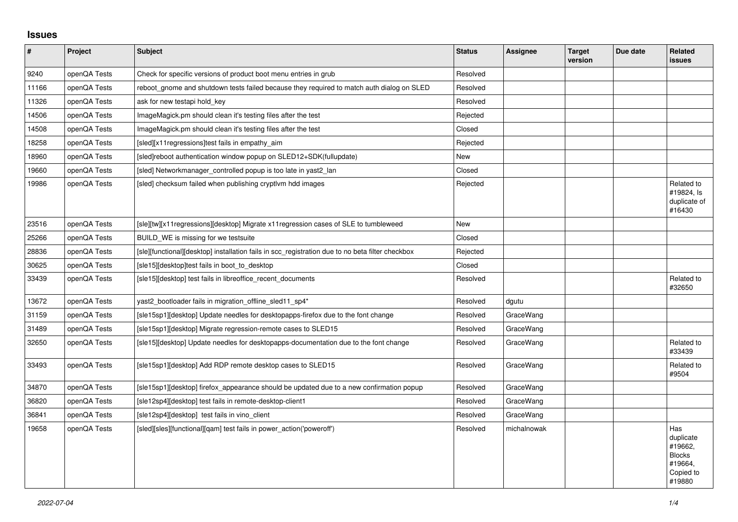# Issues

| # | Project | Subject | Status | Assignee | Target version | Due date | Related issues |
|---|---|---|---|---|---|---|---|
| 9240 | openQA Tests | Check for specific versions of product boot menu entries in grub | Resolved | | | | |
| 11166 | openQA Tests | reboot_gnome and shutdown tests failed because they required to match auth dialog on SLED | Resolved | | | | |
| 11326 | openQA Tests | ask for new testapi hold_key | Resolved | | | | |
| 14506 | openQA Tests | ImageMagick.pm should clean it's testing files after the test | Rejected | | | | |
| 14508 | openQA Tests | ImageMagick.pm should clean it's testing files after the test | Closed | | | | |
| 18258 | openQA Tests | [sled][x11regressions]test fails in empathy_aim | Rejected | | | | |
| 18960 | openQA Tests | [sled]reboot authentication window popup on SLED12+SDK(fullupdate) | New | | | | |
| 19660 | openQA Tests | [sled] Networkmanager_controlled popup is too late in yast2_lan | Closed | | | | |
| 19986 | openQA Tests | [sled] checksum failed when publishing cryptlvm hdd images | Rejected | | | | Related to #19824, Is duplicate of #16430 |
| 23516 | openQA Tests | [sle][tw][x11regressions][desktop] Migrate x11regression cases of SLE to tumbleweed | New | | | | |
| 25266 | openQA Tests | BUILD_WE is missing for we testsuite | Closed | | | | |
| 28836 | openQA Tests | [sle][functional][desktop] installation fails in scc_registration due to no beta filter checkbox | Rejected | | | | |
| 30625 | openQA Tests | [sle15][desktop]test fails in boot_to_desktop | Closed | | | | |
| 33439 | openQA Tests | [sle15][desktop] test fails in libreoffice_recent_documents | Resolved | | | | Related to #32650 |
| 13672 | openQA Tests | yast2_bootloader fails in migration_offline_sled11_sp4* | Resolved | dgutu | | | |
| 31159 | openQA Tests | [sle15sp1][desktop] Update needles for desktopapps-firefox due to the font change | Resolved | GraceWang | | | |
| 31489 | openQA Tests | [sle15sp1][desktop] Migrate regression-remote cases to SLED15 | Resolved | GraceWang | | | |
| 32650 | openQA Tests | [sle15][desktop] Update needles for desktopapps-documentation due to the font change | Resolved | GraceWang | | | Related to #33439 |
| 33493 | openQA Tests | [sle15sp1][desktop] Add RDP remote desktop cases to SLED15 | Resolved | GraceWang | | | Related to #9504 |
| 34870 | openQA Tests | [sle15sp1][desktop] firefox_appearance should be updated due to a new confirmation popup | Resolved | GraceWang | | | |
| 36820 | openQA Tests | [sle12sp4][desktop] test fails in remote-desktop-client1 | Resolved | GraceWang | | | |
| 36841 | openQA Tests | [sle12sp4][desktop] test fails in vino_client | Resolved | GraceWang | | | |
| 19658 | openQA Tests | [sled][sles][functional][qam] test fails in power_action('poweroff') | Resolved | michalnowak | | | Has duplicate #19662, Blocks #19664, Copied to #19880 |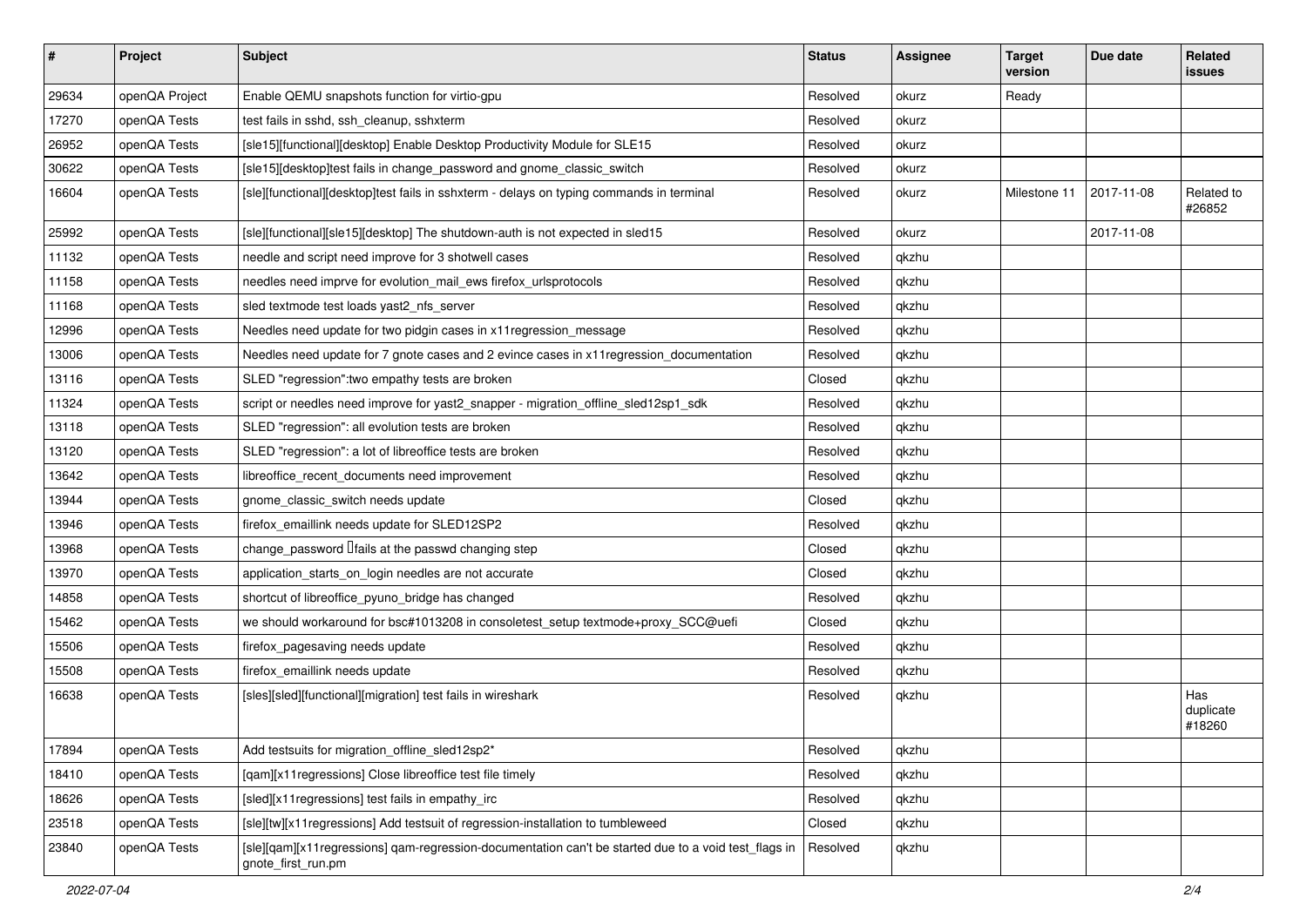| # | Project | Subject | Status | Assignee | Target version | Due date | Related issues |
|---|---|---|---|---|---|---|---|
| 29634 | openQA Project | Enable QEMU snapshots function for virtio-gpu | Resolved | okurz | Ready | | |
| 17270 | openQA Tests | test fails in sshd, ssh_cleanup, sshxterm | Resolved | okurz | | | |
| 26952 | openQA Tests | [sle15][functional][desktop] Enable Desktop Productivity Module for SLE15 | Resolved | okurz | | | |
| 30622 | openQA Tests | [sle15][desktop]test fails in change_password and gnome_classic_switch | Resolved | okurz | | | |
| 16604 | openQA Tests | [sle][functional][desktop]test fails in sshxterm - delays on typing commands in terminal | Resolved | okurz | Milestone 11 | 2017-11-08 | Related to #26852 |
| 25992 | openQA Tests | [sle][functional][sle15][desktop] The shutdown-auth is not expected in sled15 | Resolved | okurz | | 2017-11-08 | |
| 11132 | openQA Tests | needle and script need improve for 3 shotwell cases | Resolved | qkzhu | | | |
| 11158 | openQA Tests | needles need imprve for evolution_mail_ews firefox_urlsprotocols | Resolved | qkzhu | | | |
| 11168 | openQA Tests | sled textmode test loads yast2_nfs_server | Resolved | qkzhu | | | |
| 12996 | openQA Tests | Needles need update for two pidgin cases in x11regression_message | Resolved | qkzhu | | | |
| 13006 | openQA Tests | Needles need update for 7 gnote cases and 2 evince cases in x11regression_documentation | Resolved | qkzhu | | | |
| 13116 | openQA Tests | SLED "regression":two empathy tests are broken | Closed | qkzhu | | | |
| 11324 | openQA Tests | script or needles need improve for yast2_snapper - migration_offline_sled12sp1_sdk | Resolved | qkzhu | | | |
| 13118 | openQA Tests | SLED "regression": all evolution tests are broken | Resolved | qkzhu | | | |
| 13120 | openQA Tests | SLED "regression": a lot of libreoffice tests are broken | Resolved | qkzhu | | | |
| 13642 | openQA Tests | libreoffice_recent_documents need improvement | Resolved | qkzhu | | | |
| 13944 | openQA Tests | gnome_classic_switch needs update | Closed | qkzhu | | | |
| 13946 | openQA Tests | firefox_emaillink needs update for SLED12SP2 | Resolved | qkzhu | | | |
| 13968 | openQA Tests | change_password fails at the passwd changing step | Closed | qkzhu | | | |
| 13970 | openQA Tests | application_starts_on_login needles are not accurate | Closed | qkzhu | | | |
| 14858 | openQA Tests | shortcut of libreoffice_pyuno_bridge has changed | Resolved | qkzhu | | | |
| 15462 | openQA Tests | we should workaround for bsc#1013208 in consoletest_setup textmode+proxy_SCC@uefi | Closed | qkzhu | | | |
| 15506 | openQA Tests | firefox_pagesaving needs update | Resolved | qkzhu | | | |
| 15508 | openQA Tests | firefox_emaillink needs update | Resolved | qkzhu | | | |
| 16638 | openQA Tests | [sles][sled][functional][migration] test fails in wireshark | Resolved | qkzhu | | | Has duplicate #18260 |
| 17894 | openQA Tests | Add testsuits for migration_offline_sled12sp2* | Resolved | qkzhu | | | |
| 18410 | openQA Tests | [qam][x11regressions] Close libreoffice test file timely | Resolved | qkzhu | | | |
| 18626 | openQA Tests | [sled][x11regressions] test fails in empathy_irc | Resolved | qkzhu | | | |
| 23518 | openQA Tests | [sle][tw][x11regressions] Add testsuit of regression-installation to tumbleweed | Closed | qkzhu | | | |
| 23840 | openQA Tests | [sle][qam][x11regressions] qam-regression-documentation can't be started due to a void test_flags in gnote_first_run.pm | Resolved | qkzhu | | | |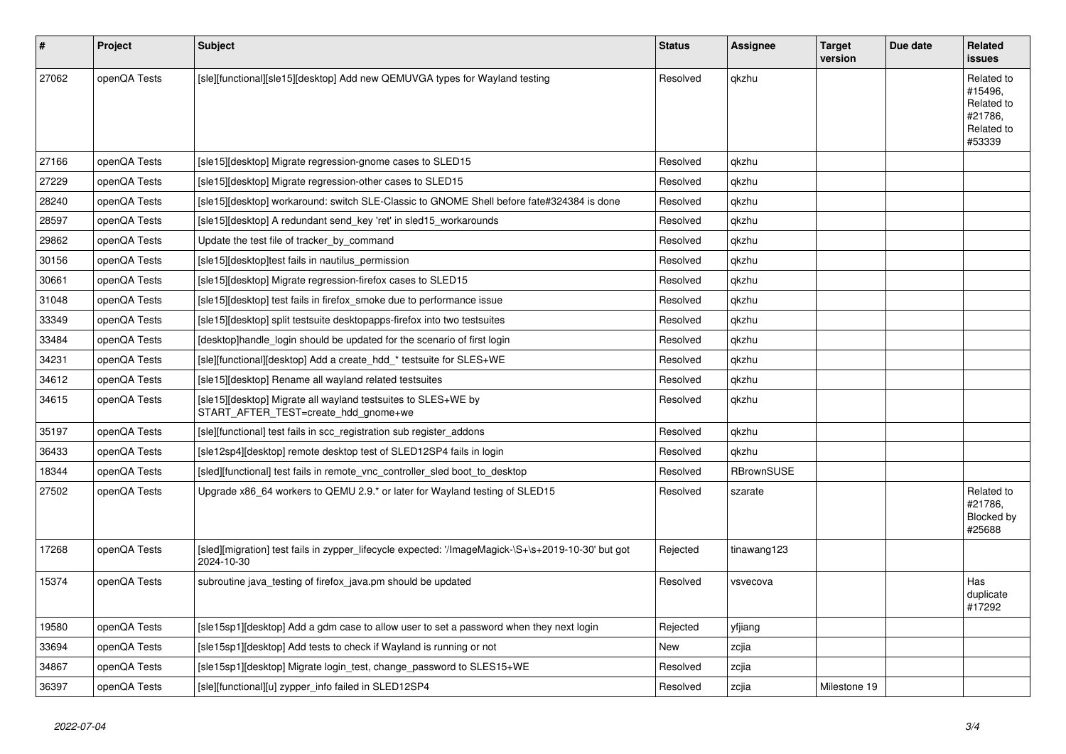| # | Project | Subject | Status | Assignee | Target version | Due date | Related issues |
|---|---|---|---|---|---|---|---|
| 27062 | openQA Tests | [sle][functional][sle15][desktop] Add new QEMUVGA types for Wayland testing | Resolved | qkzhu | | | Related to #15496, Related to #21786, Related to #53339 |
| 27166 | openQA Tests | [sle15][desktop] Migrate regression-gnome cases to SLED15 | Resolved | qkzhu | | | |
| 27229 | openQA Tests | [sle15][desktop] Migrate regression-other cases to SLED15 | Resolved | qkzhu | | | |
| 28240 | openQA Tests | [sle15][desktop] workaround: switch SLE-Classic to GNOME Shell before fate#324384 is done | Resolved | qkzhu | | | |
| 28597 | openQA Tests | [sle15][desktop] A redundant send_key 'ret' in sled15_workarounds | Resolved | qkzhu | | | |
| 29862 | openQA Tests | Update the test file of tracker_by_command | Resolved | qkzhu | | | |
| 30156 | openQA Tests | [sle15][desktop]test fails in nautilus_permission | Resolved | qkzhu | | | |
| 30661 | openQA Tests | [sle15][desktop] Migrate regression-firefox cases to SLED15 | Resolved | qkzhu | | | |
| 31048 | openQA Tests | [sle15][desktop] test fails in firefox_smoke due to performance issue | Resolved | qkzhu | | | |
| 33349 | openQA Tests | [sle15][desktop] split testsuite desktopapps-firefox into two testsuites | Resolved | qkzhu | | | |
| 33484 | openQA Tests | [desktop]handle_login should be updated for the scenario of first login | Resolved | qkzhu | | | |
| 34231 | openQA Tests | [sle][functional][desktop] Add a create_hdd_* testsuite for SLES+WE | Resolved | qkzhu | | | |
| 34612 | openQA Tests | [sle15][desktop] Rename all wayland related testsuites | Resolved | qkzhu | | | |
| 34615 | openQA Tests | [sle15][desktop] Migrate all wayland testsuites to SLES+WE by START_AFTER_TEST=create_hdd_gnome+we | Resolved | qkzhu | | | |
| 35197 | openQA Tests | [sle][functional] test fails in scc_registration sub register_addons | Resolved | qkzhu | | | |
| 36433 | openQA Tests | [sle12sp4][desktop] remote desktop test of SLED12SP4 fails in login | Resolved | qkzhu | | | |
| 18344 | openQA Tests | [sled][functional] test fails in remote_vnc_controller_sled boot_to_desktop | Resolved | RBrownSUSE | | | |
| 27502 | openQA Tests | Upgrade x86_64 workers to QEMU 2.9.* or later for Wayland testing of SLED15 | Resolved | szarate | | | Related to #21786, Blocked by #25688 |
| 17268 | openQA Tests | [sled][migration] test fails in zypper_lifecycle expected: '/ImageMagick-\S+\s+2019-10-30' but got 2024-10-30 | Rejected | tinawang123 | | | |
| 15374 | openQA Tests | subroutine java_testing of firefox_java.pm should be updated | Resolved | vsvecova | | | Has duplicate #17292 |
| 19580 | openQA Tests | [sle15sp1][desktop] Add a gdm case to allow user to set a password when they next login | Rejected | yfjiang | | | |
| 33694 | openQA Tests | [sle15sp1][desktop] Add tests to check if Wayland is running or not | New | zcjia | | | |
| 34867 | openQA Tests | [sle15sp1][desktop] Migrate login_test, change_password to SLES15+WE | Resolved | zcjia | | | |
| 36397 | openQA Tests | [sle][functional][u] zypper_info failed in SLED12SP4 | Resolved | zcjia | Milestone 19 | | |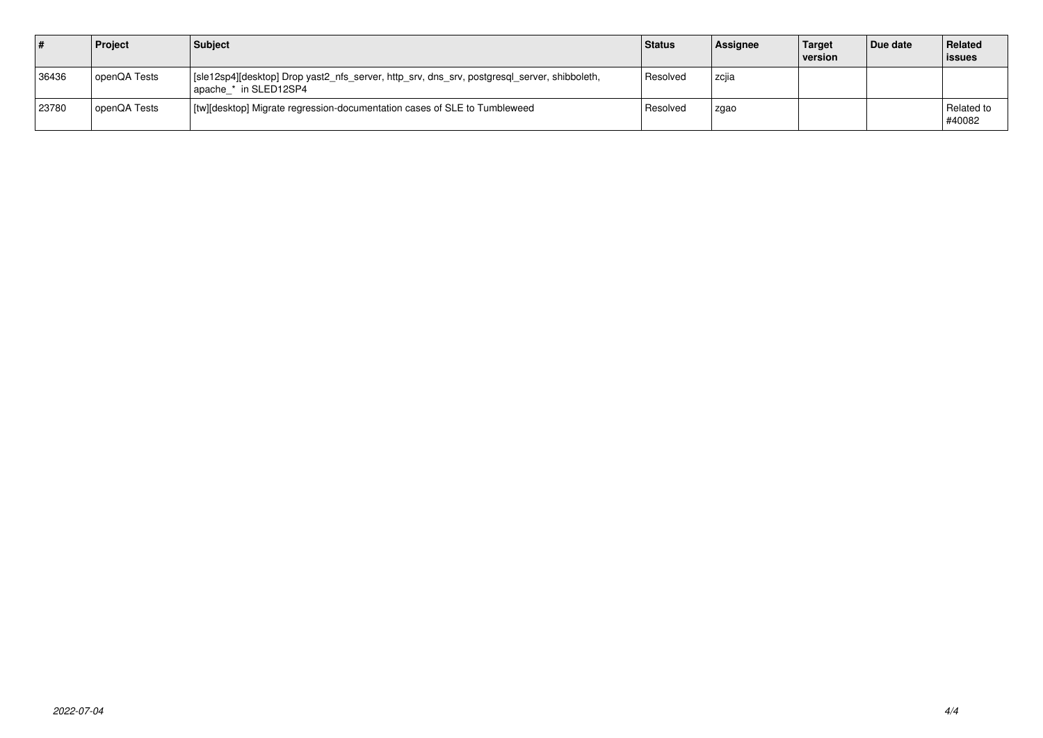| # | Project | Subject | Status | Assignee | Target version | Due date | Related issues |
|---|---|---|---|---|---|---|---|
| 36436 | openQA Tests | [sle12sp4][desktop] Drop yast2_nfs_server, http_srv, dns_srv, postgresql_server, shibboleth, apache_* in SLED12SP4 | Resolved | zcjia | | | |
| 23780 | openQA Tests | [tw][desktop] Migrate regression-documentation cases of SLE to Tumbleweed | Resolved | zgao | | | Related to #40082 |